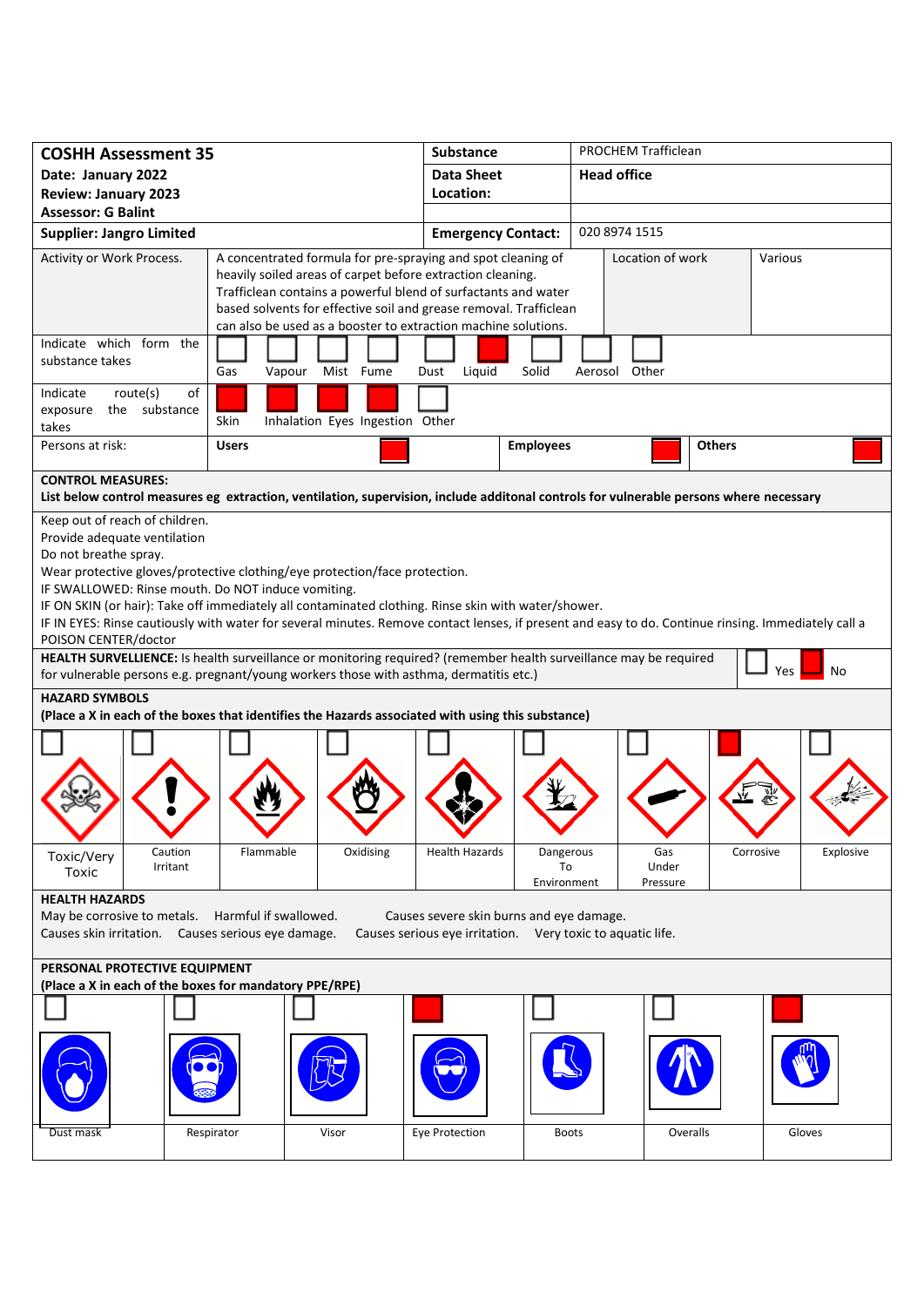# COSHH Assessment 35

| | |
|---|---|
| **COSHH Assessment 35** | **Substance** |
| **Date: January 2022** | PROCHEM Trafficlean |
| **Review: January 2023** | **Data Sheet Location:** Head office |
| **Assessor: G Balint** | |
| **Supplier: Jangro Limited** | **Emergency Contact:** 020 8974 1515 |

| Activity or Work Process. | A concentrated formula for pre-spraying and spot cleaning of heavily soiled areas of carpet before extraction cleaning. Trafficlean contains a powerful blend of surfactants and water based solvents for effective soil and grease removal. Trafficlean can also be used as a booster to extraction machine solutions. | Location of work | Various |
|---|---|---|---|

**Indicate which form the substance takes**

| Gas | Vapour | Mist | Fume | Dust | Liquid | Solid | Aerosol | Other |
|---|---|---|---|---|---|---|---|---|
| | | | | | X | | | |

**Indicate route(s) of exposure the substance takes**

| Skin | Inhalation | Eyes | Ingestion | Other |
|---|---|---|---|---|
| X | X | X | X | |

**Persons at risk:**

| Users | Employees | Others |
|---|---|---|
| X | X | X |

**CONTROL MEASURES:**
**List below control measures eg extraction, ventilation, supervision, include additonal controls for vulnerable persons where necessary**

Keep out of reach of children.
Provide adequate ventilation
Do not breathe spray.
Wear protective gloves/protective clothing/eye protection/face protection.
IF SWALLOWED: Rinse mouth. Do NOT induce vomiting.
IF ON SKIN (or hair): Take off immediately all contaminated clothing. Rinse skin with water/shower.
IF IN EYES: Rinse cautiously with water for several minutes. Remove contact lenses, if present and easy to do. Continue rinsing. Immediately call a POISON CENTER/doctor

**HEALTH SURVELLIENCE:** Is health surveillance or monitoring required? (remember health surveillance may be required for vulnerable persons e.g. pregnant/young workers those with asthma, dermatitis etc.)

| Yes | No |
|---|---|
| | X |

**HAZARD SYMBOLS**
**(Place a X in each of the boxes that identifies the Hazards associated with using this substance)**

| Toxic/Very Toxic | Caution Irritant | Flammable | Oxidising | Health Hazards | Dangerous To Environment | Gas Under Pressure | Corrosive | Explosive |
|---|---|---|---|---|---|---|---|---|
| | | | | | | | X | |

**HEALTH HAZARDS**
May be corrosive to metals. Harmful if swallowed. Causes severe skin burns and eye damage.
Causes skin irritation. Causes serious eye damage. Causes serious eye irritation. Very toxic to aquatic life.

**PERSONAL PROTECTIVE EQUIPMENT**
**(Place a X in each of the boxes for mandatory PPE/RPE)**

| Dust mask | Respirator | Visor | Eye Protection | Boots | Overalls | Gloves |
|---|---|---|---|---|---|---|
| | | | X | | | X |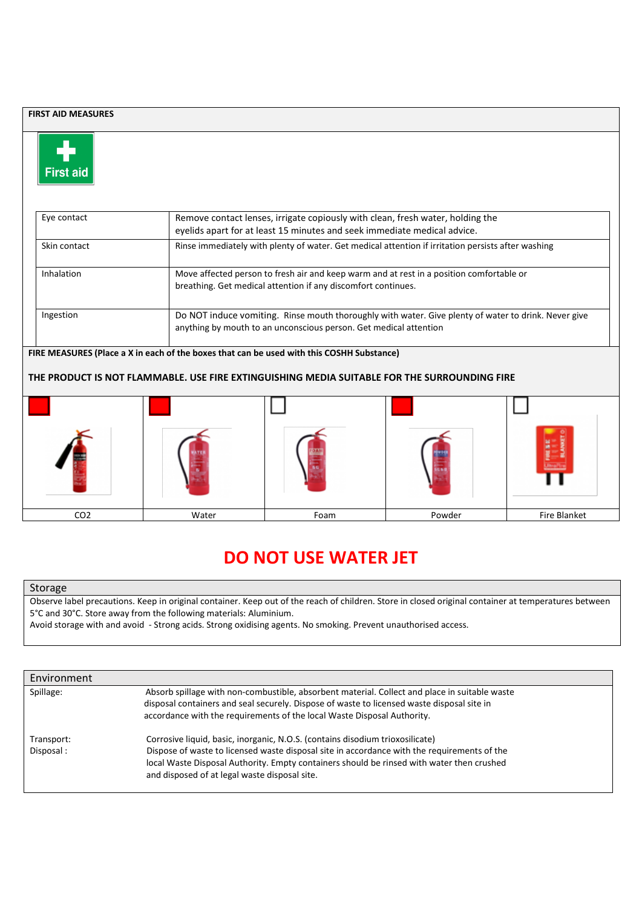## FIRST AID MEASURES

First aid

| | |
|---|---|
| Eye contact | Remove contact lenses, irrigate copiously with clean, fresh water, holding the eyelids apart for at least 15 minutes and seek immediate medical advice. |
| Skin contact | Rinse immediately with plenty of water. Get medical attention if irritation persists after washing |
| Inhalation | Move affected person to fresh air and keep warm and at rest in a position comfortable or breathing. Get medical attention if any discomfort continues. |
| Ingestion | Do NOT induce vomiting. Rinse mouth thoroughly with water. Give plenty of water to drink. Never give anything by mouth to an unconscious person. Get medical attention |

## FIRE MEASURES (Place a X in each of the boxes that can be used with this COSHH Substance)

**THE PRODUCT IS NOT FLAMMABLE. USE FIRE EXTINGUISHING MEDIA SUITABLE FOR THE SURROUNDING FIRE**

| CO2 | Water | Foam | Powder | Fire Blanket |
|---|---|---|---|---|
| ■ | ■ | □ | ■ | □ |

# DO NOT USE WATER JET

## Storage

Observe label precautions. Keep in original container. Keep out of the reach of children. Store in closed original container at temperatures between 5°C and 30°C. Store away from the following materials: Aluminium.
Avoid storage with and avoid - Strong acids. Strong oxidising agents. No smoking. Prevent unauthorised access.

## Environment

| | |
|---|---|
| Spillage: | Absorb spillage with non-combustible, absorbent material. Collect and place in suitable waste disposal containers and seal securely. Dispose of waste to licensed waste disposal site in accordance with the requirements of the local Waste Disposal Authority. |
| Transport: | Corrosive liquid, basic, inorganic, N.O.S. (contains disodium trioxosilicate) |
| Disposal : | Dispose of waste to licensed waste disposal site in accordance with the requirements of the local Waste Disposal Authority. Empty containers should be rinsed with water then crushed and disposed of at legal waste disposal site. |